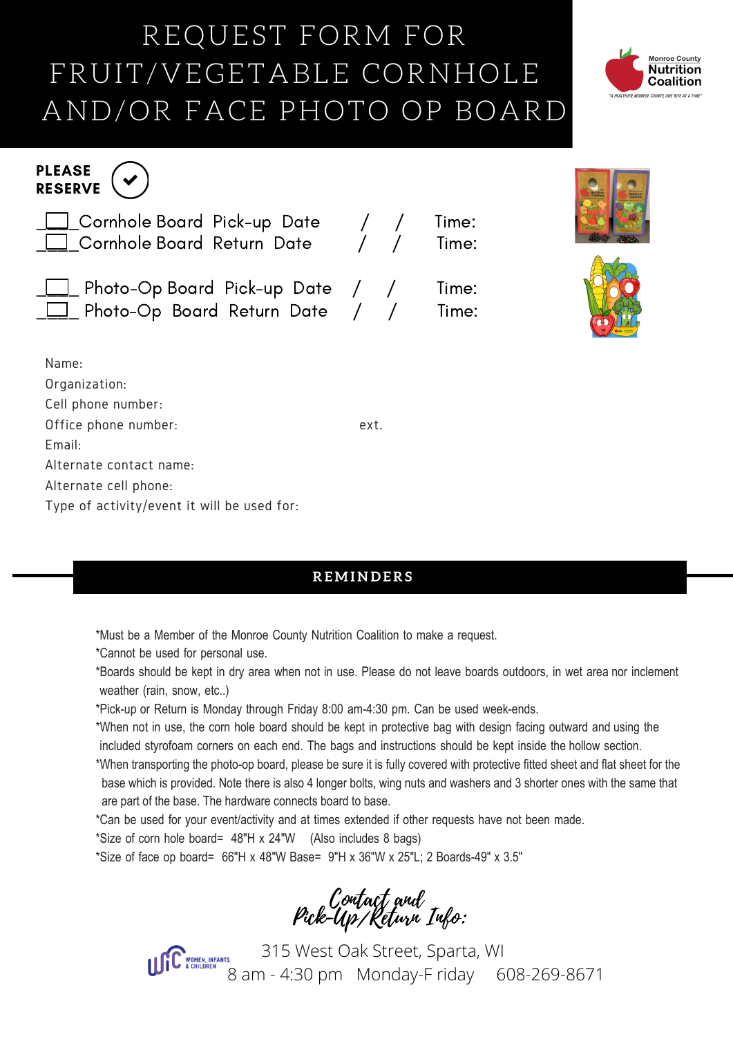# REQUEST FORM FOR FRUIT/VEGETABLE CORNHOLE AND/OR FACE PHOTO OP BOARD

Monroe County Nutrition Coalition
"A HEALTHIER MONROE COUNTY, ONE BITE AT A TIME"

**PLEASE RESERVE** ✓

- ☐ Cornhole Board Pick-up Date  /  /  Time:
- ☐ Cornhole Board Return Date  /  /  Time:

- ☐ Photo-Op Board Pick-up Date  /  /  Time:
- ☐ Photo-Op Board Return Date  /  /  Time:

Name:
Organization:
Cell phone number:
Office phone number: ext.
Email:
Alternate contact name:
Alternate cell phone:
Type of activity/event it will be used for:

## REMINDERS

*Must be a Member of the Monroe County Nutrition Coalition to make a request.
*Cannot be used for personal use.
*Boards should be kept in dry area when not in use. Please do not leave boards outdoors, in wet area nor inclement weather (rain, snow, etc..)
*Pick-up or Return is Monday through Friday 8:00 am-4:30 pm. Can be used week-ends.
*When not in use, the corn hole board should be kept in protective bag with design facing outward and using the included styrofoam corners on each end. The bags and instructions should be kept inside the hollow section.
*When transporting the photo-op board, please be sure it is fully covered with protective fitted sheet and flat sheet for the base which is provided. Note there is also 4 longer bolts, wing nuts and washers and 3 shorter ones with the same that are part of the base. The hardware connects board to base.
*Can be used for your event/activity and at times extended if other requests have not been made.
*Size of corn hole board= 48"H x 24"W (Also includes 8 bags)
*Size of face op board= 66"H x 48"W Base= 9"H x 36"W x 25"L; 2 Boards-49" x 3.5"

*Contact and Pick-Up/Return Info:*

WIC Women, Infants & Children

315 West Oak Street, Sparta, WI
8 am - 4:30 pm Monday-Friday 608-269-8671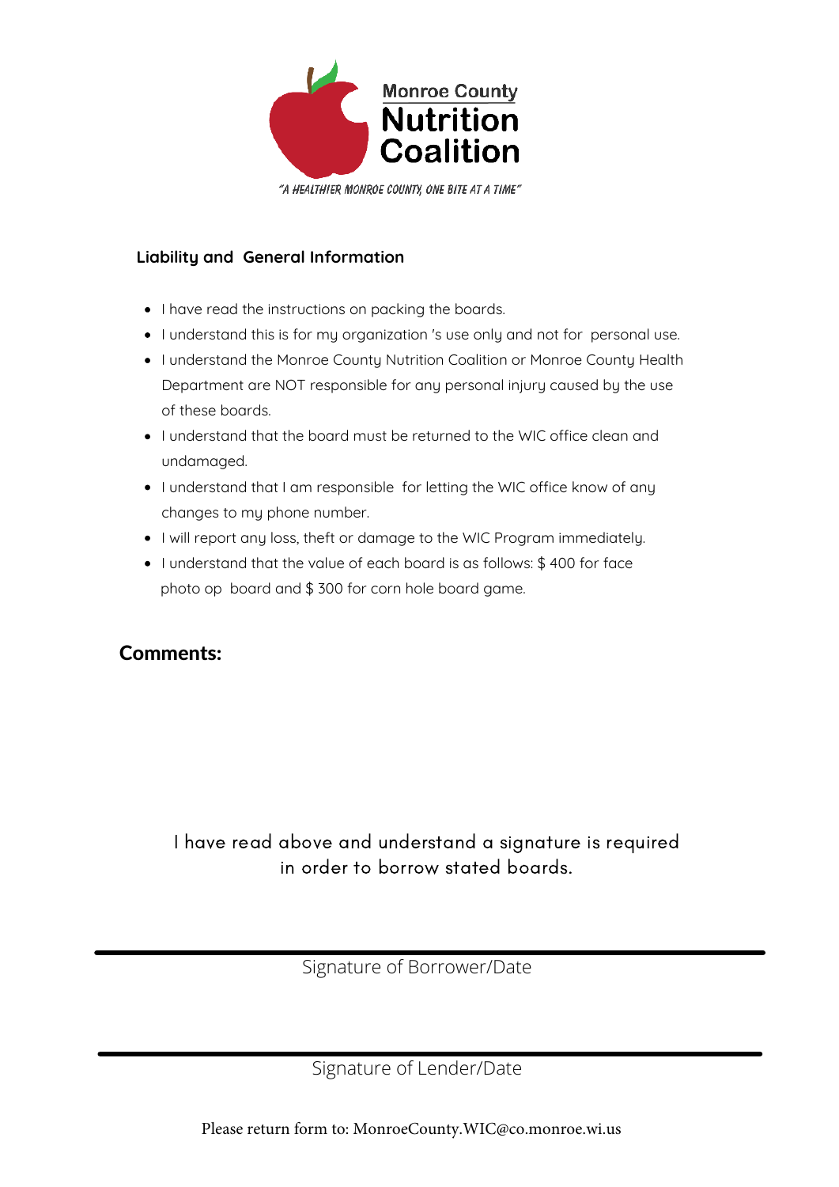Monroe County

Nutrition

Coalition

"A HEALTHIER MONROE COUNTY, ONE BITE AT A TIME"

## Liability and General Information

- I have read the instructions on packing the boards.
- I understand this is for my organization 's use only and not for personal use.
- I understand the Monroe County Nutrition Coalition or Monroe County Health Department are NOT responsible for any personal injury caused by the use of these boards.
- I understand that the board must be returned to the WIC office clean and undamaged.
- I understand that I am responsible for letting the WIC office know of any changes to my phone number.
- I will report any loss, theft or damage to the WIC Program immediately.
- I understand that the value of each board is as follows: $ 400 for face photo op board and $ 300 for corn hole board game.

## Comments:

I have read above and understand a signature is required in order to borrow stated boards.

Signature of Borrower/Date

Signature of Lender/Date

Please return form to: MonroeCounty.WIC@co.monroe.wi.us